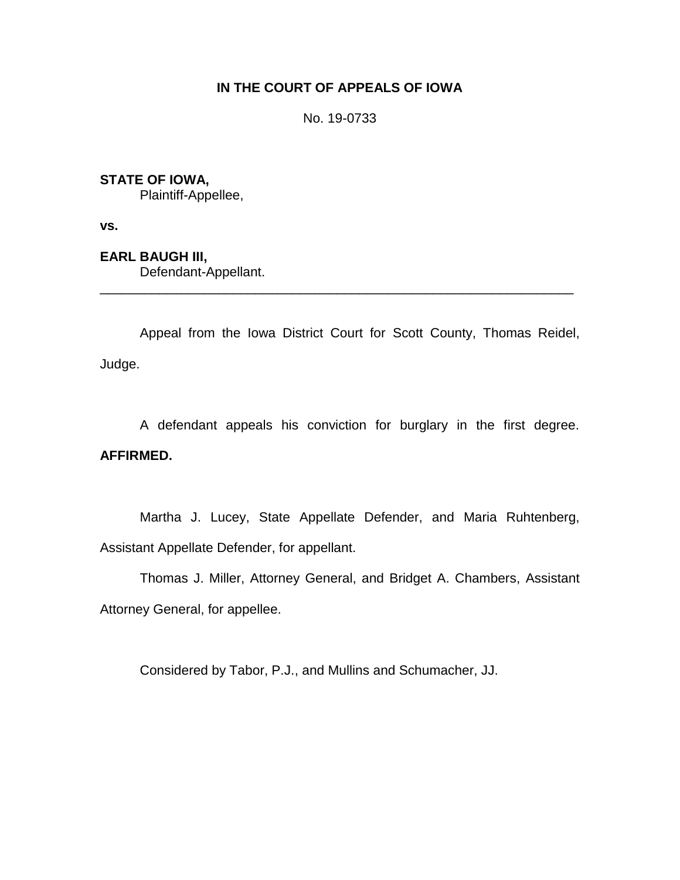**IN THE COURT OF APPEALS OF IOWA**

No. 19-0733

**STATE OF IOWA,**
Plaintiff-Appellee,

**vs.**

**EARL BAUGH III,**
Defendant-Appellant.

---

Appeal from the Iowa District Court for Scott County, Thomas Reidel, Judge.

A defendant appeals his conviction for burglary in the first degree. **AFFIRMED.**

Martha J. Lucey, State Appellate Defender, and Maria Ruhtenberg, Assistant Appellate Defender, for appellant.

Thomas J. Miller, Attorney General, and Bridget A. Chambers, Assistant Attorney General, for appellee.

Considered by Tabor, P.J., and Mullins and Schumacher, JJ.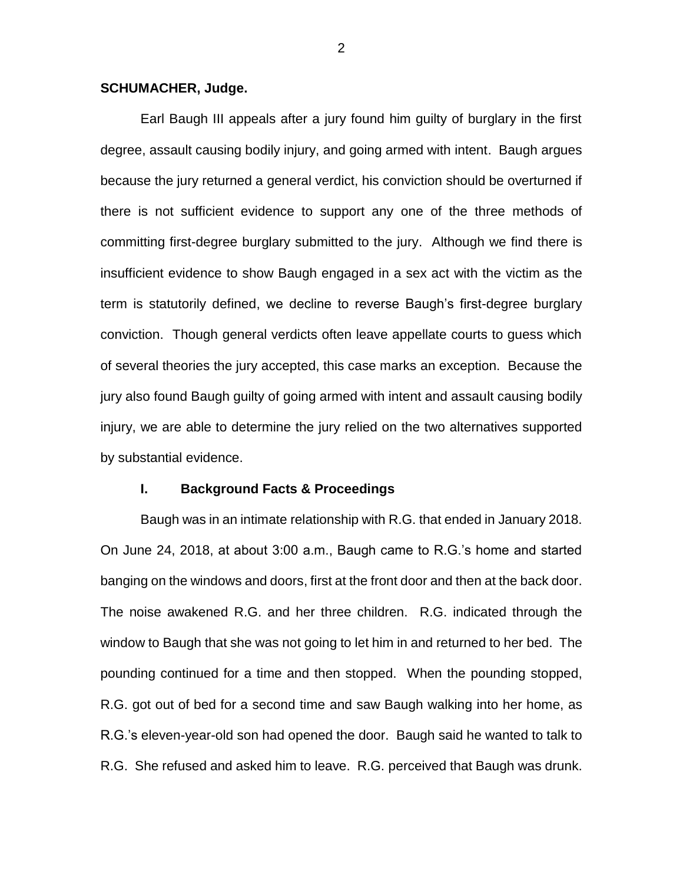**SCHUMACHER, Judge.**

Earl Baugh III appeals after a jury found him guilty of burglary in the first degree, assault causing bodily injury, and going armed with intent. Baugh argues because the jury returned a general verdict, his conviction should be overturned if there is not sufficient evidence to support any one of the three methods of committing first-degree burglary submitted to the jury. Although we find there is insufficient evidence to show Baugh engaged in a sex act with the victim as the term is statutorily defined, we decline to reverse Baugh's first-degree burglary conviction. Though general verdicts often leave appellate courts to guess which of several theories the jury accepted, this case marks an exception. Because the jury also found Baugh guilty of going armed with intent and assault causing bodily injury, we are able to determine the jury relied on the two alternatives supported by substantial evidence.

## I. Background Facts & Proceedings

Baugh was in an intimate relationship with R.G. that ended in January 2018. On June 24, 2018, at about 3:00 a.m., Baugh came to R.G.'s home and started banging on the windows and doors, first at the front door and then at the back door. The noise awakened R.G. and her three children. R.G. indicated through the window to Baugh that she was not going to let him in and returned to her bed. The pounding continued for a time and then stopped. When the pounding stopped, R.G. got out of bed for a second time and saw Baugh walking into her home, as R.G.'s eleven-year-old son had opened the door. Baugh said he wanted to talk to R.G. She refused and asked him to leave. R.G. perceived that Baugh was drunk.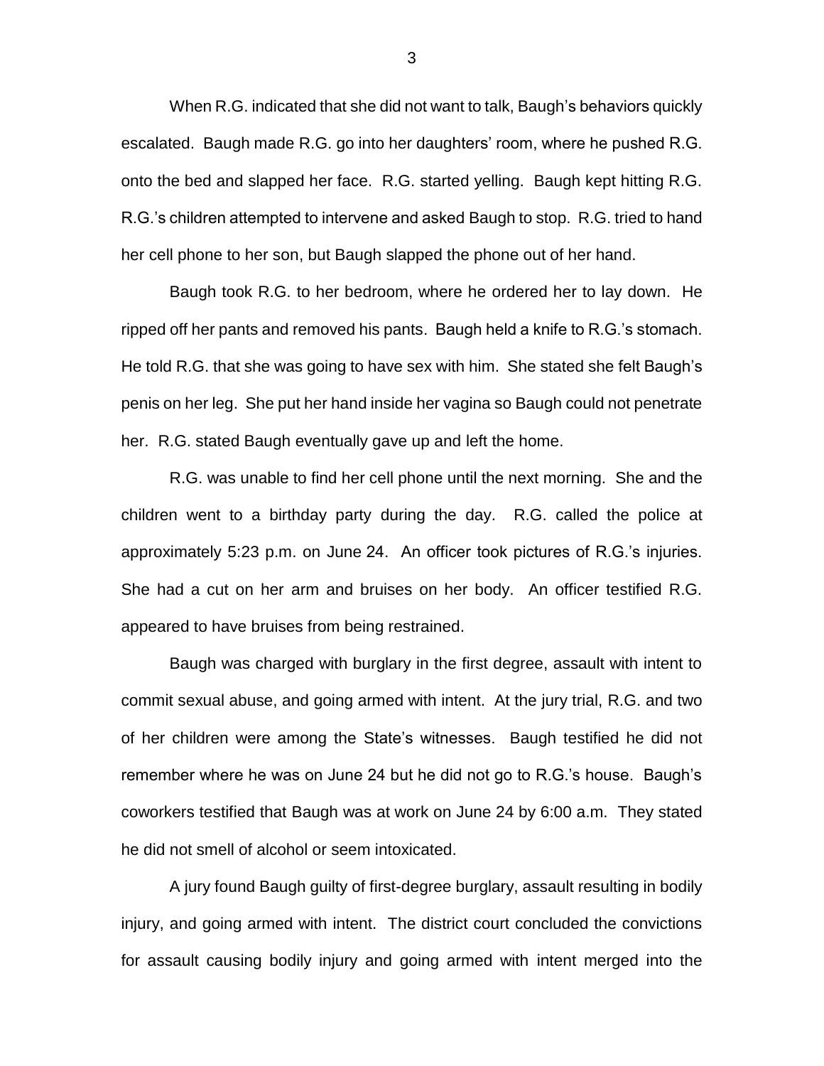When R.G. indicated that she did not want to talk, Baugh's behaviors quickly escalated. Baugh made R.G. go into her daughters' room, where he pushed R.G. onto the bed and slapped her face. R.G. started yelling. Baugh kept hitting R.G. R.G.'s children attempted to intervene and asked Baugh to stop. R.G. tried to hand her cell phone to her son, but Baugh slapped the phone out of her hand.

Baugh took R.G. to her bedroom, where he ordered her to lay down. He ripped off her pants and removed his pants. Baugh held a knife to R.G.'s stomach. He told R.G. that she was going to have sex with him. She stated she felt Baugh's penis on her leg. She put her hand inside her vagina so Baugh could not penetrate her. R.G. stated Baugh eventually gave up and left the home.

R.G. was unable to find her cell phone until the next morning. She and the children went to a birthday party during the day. R.G. called the police at approximately 5:23 p.m. on June 24. An officer took pictures of R.G.'s injuries. She had a cut on her arm and bruises on her body. An officer testified R.G. appeared to have bruises from being restrained.

Baugh was charged with burglary in the first degree, assault with intent to commit sexual abuse, and going armed with intent. At the jury trial, R.G. and two of her children were among the State's witnesses. Baugh testified he did not remember where he was on June 24 but he did not go to R.G.'s house. Baugh's coworkers testified that Baugh was at work on June 24 by 6:00 a.m. They stated he did not smell of alcohol or seem intoxicated.

A jury found Baugh guilty of first-degree burglary, assault resulting in bodily injury, and going armed with intent. The district court concluded the convictions for assault causing bodily injury and going armed with intent merged into the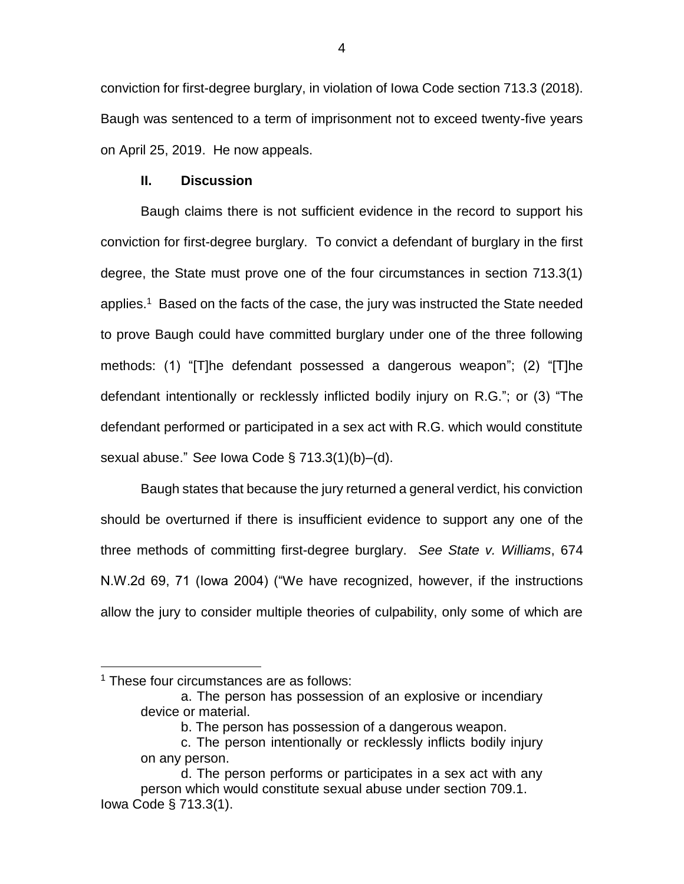conviction for first-degree burglary, in violation of Iowa Code section 713.3 (2018). Baugh was sentenced to a term of imprisonment not to exceed twenty-five years on April 25, 2019. He now appeals.

## II. Discussion

Baugh claims there is not sufficient evidence in the record to support his conviction for first-degree burglary. To convict a defendant of burglary in the first degree, the State must prove one of the four circumstances in section 713.3(1) applies.[1] Based on the facts of the case, the jury was instructed the State needed to prove Baugh could have committed burglary under one of the three following methods: (1) "[T]he defendant possessed a dangerous weapon"; (2) "[T]he defendant intentionally or recklessly inflicted bodily injury on R.G."; or (3) "The defendant performed or participated in a sex act with R.G. which would constitute sexual abuse." S*ee* Iowa Code § 713.3(1)(b)–(d).

Baugh states that because the jury returned a general verdict, his conviction should be overturned if there is insufficient evidence to support any one of the three methods of committing first-degree burglary. *See State v. Williams*, 674 N.W.2d 69, 71 (Iowa 2004) ("We have recognized, however, if the instructions allow the jury to consider multiple theories of culpability, only some of which are

---

[1] These four circumstances are as follows:

> a. The person has possession of an explosive or incendiary device or material.
>
> b. The person has possession of a dangerous weapon.
>
> c. The person intentionally or recklessly inflicts bodily injury on any person.
>
> d. The person performs or participates in a sex act with any person which would constitute sexual abuse under section 709.1.

Iowa Code § 713.3(1).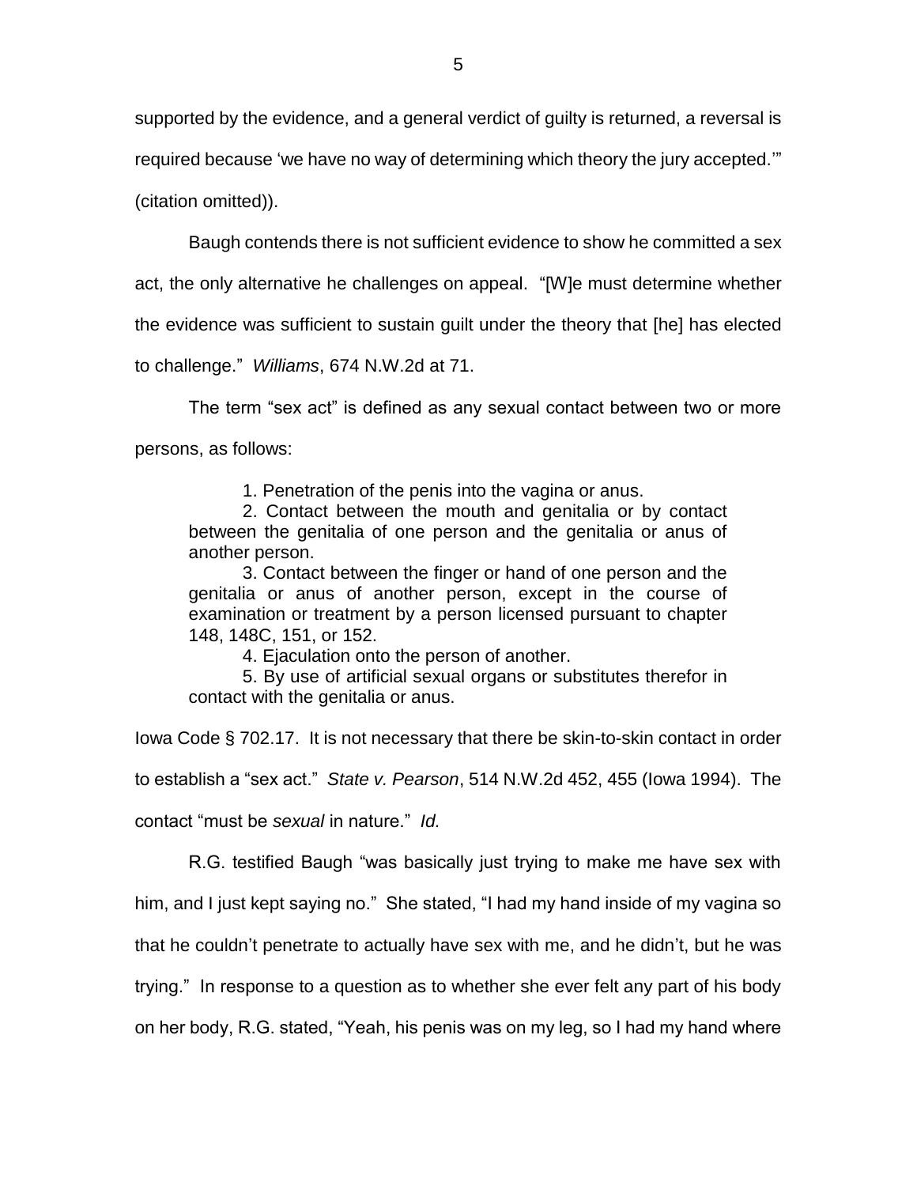supported by the evidence, and a general verdict of guilty is returned, a reversal is required because 'we have no way of determining which theory the jury accepted.'" (citation omitted)).

Baugh contends there is not sufficient evidence to show he committed a sex act, the only alternative he challenges on appeal. "[W]e must determine whether the evidence was sufficient to sustain guilt under the theory that [he] has elected to challenge." *Williams*, 674 N.W.2d at 71.

The term "sex act" is defined as any sexual contact between two or more persons, as follows:

> 1. Penetration of the penis into the vagina or anus.
> 2. Contact between the mouth and genitalia or by contact between the genitalia of one person and the genitalia or anus of another person.
> 3. Contact between the finger or hand of one person and the genitalia or anus of another person, except in the course of examination or treatment by a person licensed pursuant to chapter 148, 148C, 151, or 152.
> 4. Ejaculation onto the person of another.
> 5. By use of artificial sexual organs or substitutes therefor in contact with the genitalia or anus.

Iowa Code § 702.17. It is not necessary that there be skin-to-skin contact in order to establish a "sex act." *State v. Pearson*, 514 N.W.2d 452, 455 (Iowa 1994). The contact "must be *sexual* in nature." *Id.*

R.G. testified Baugh "was basically just trying to make me have sex with him, and I just kept saying no." She stated, "I had my hand inside of my vagina so that he couldn't penetrate to actually have sex with me, and he didn't, but he was trying." In response to a question as to whether she ever felt any part of his body on her body, R.G. stated, "Yeah, his penis was on my leg, so I had my hand where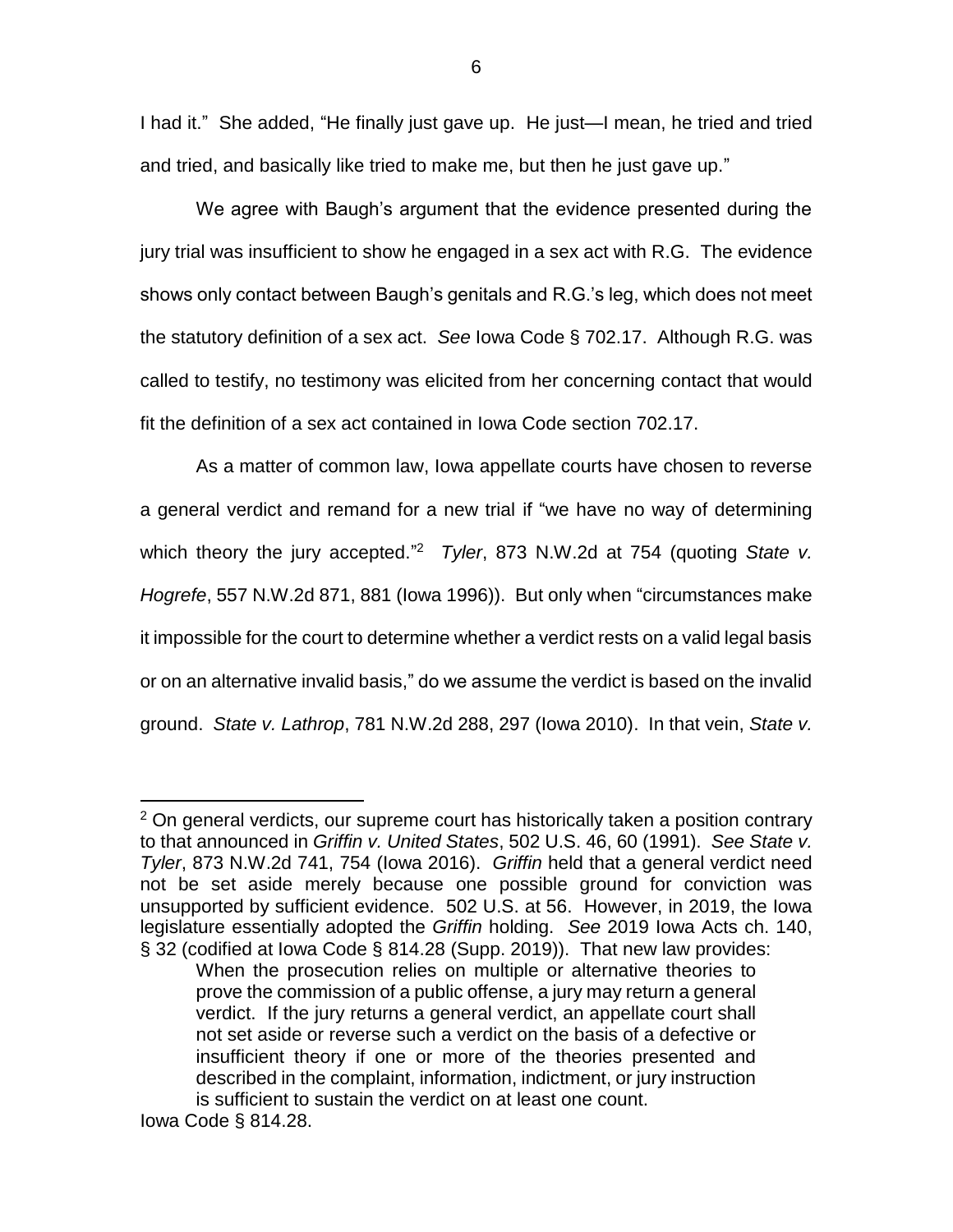I had it." She added, "He finally just gave up. He just—I mean, he tried and tried and tried, and basically like tried to make me, but then he just gave up."

We agree with Baugh's argument that the evidence presented during the jury trial was insufficient to show he engaged in a sex act with R.G. The evidence shows only contact between Baugh's genitals and R.G.'s leg, which does not meet the statutory definition of a sex act. *See* Iowa Code § 702.17. Although R.G. was called to testify, no testimony was elicited from her concerning contact that would fit the definition of a sex act contained in Iowa Code section 702.17.

As a matter of common law, Iowa appellate courts have chosen to reverse a general verdict and remand for a new trial if "we have no way of determining which theory the jury accepted."[2] *Tyler*, 873 N.W.2d at 754 (quoting *State v. Hogrefe*, 557 N.W.2d 871, 881 (Iowa 1996)). But only when "circumstances make it impossible for the court to determine whether a verdict rests on a valid legal basis or on an alternative invalid basis," do we assume the verdict is based on the invalid ground. *State v. Lathrop*, 781 N.W.2d 288, 297 (Iowa 2010). In that vein, *State v.*

---

[2] On general verdicts, our supreme court has historically taken a position contrary to that announced in *Griffin v. United States*, 502 U.S. 46, 60 (1991). *See State v. Tyler*, 873 N.W.2d 741, 754 (Iowa 2016). *Griffin* held that a general verdict need not be set aside merely because one possible ground for conviction was unsupported by sufficient evidence. 502 U.S. at 56. However, in 2019, the Iowa legislature essentially adopted the *Griffin* holding. *See* 2019 Iowa Acts ch. 140, § 32 (codified at Iowa Code § 814.28 (Supp. 2019)). That new law provides:

> When the prosecution relies on multiple or alternative theories to prove the commission of a public offense, a jury may return a general verdict. If the jury returns a general verdict, an appellate court shall not set aside or reverse such a verdict on the basis of a defective or insufficient theory if one or more of the theories presented and described in the complaint, information, indictment, or jury instruction is sufficient to sustain the verdict on at least one count.

Iowa Code § 814.28.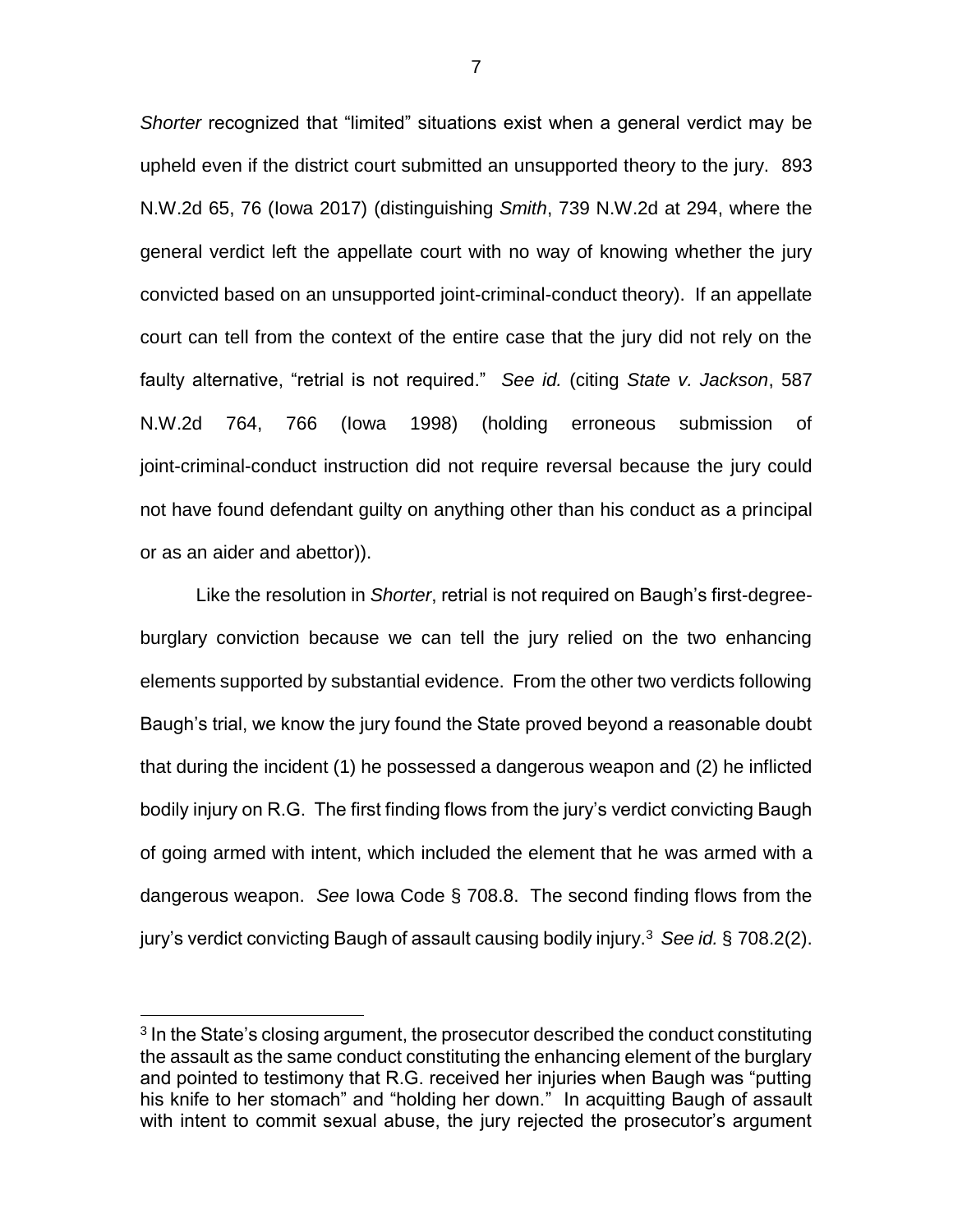*Shorter* recognized that "limited" situations exist when a general verdict may be upheld even if the district court submitted an unsupported theory to the jury. 893 N.W.2d 65, 76 (Iowa 2017) (distinguishing *Smith*, 739 N.W.2d at 294, where the general verdict left the appellate court with no way of knowing whether the jury convicted based on an unsupported joint-criminal-conduct theory). If an appellate court can tell from the context of the entire case that the jury did not rely on the faulty alternative, "retrial is not required." *See id.* (citing *State v. Jackson*, 587 N.W.2d 764, 766 (Iowa 1998) (holding erroneous submission of joint-criminal-conduct instruction did not require reversal because the jury could not have found defendant guilty on anything other than his conduct as a principal or as an aider and abettor)).

Like the resolution in *Shorter*, retrial is not required on Baugh's first-degree-burglary conviction because we can tell the jury relied on the two enhancing elements supported by substantial evidence. From the other two verdicts following Baugh's trial, we know the jury found the State proved beyond a reasonable doubt that during the incident (1) he possessed a dangerous weapon and (2) he inflicted bodily injury on R.G. The first finding flows from the jury's verdict convicting Baugh of going armed with intent, which included the element that he was armed with a dangerous weapon. *See* Iowa Code § 708.8. The second finding flows from the jury's verdict convicting Baugh of assault causing bodily injury.[3] *See id.* § 708.2(2).

[3] In the State's closing argument, the prosecutor described the conduct constituting the assault as the same conduct constituting the enhancing element of the burglary and pointed to testimony that R.G. received her injuries when Baugh was "putting his knife to her stomach" and "holding her down." In acquitting Baugh of assault with intent to commit sexual abuse, the jury rejected the prosecutor's argument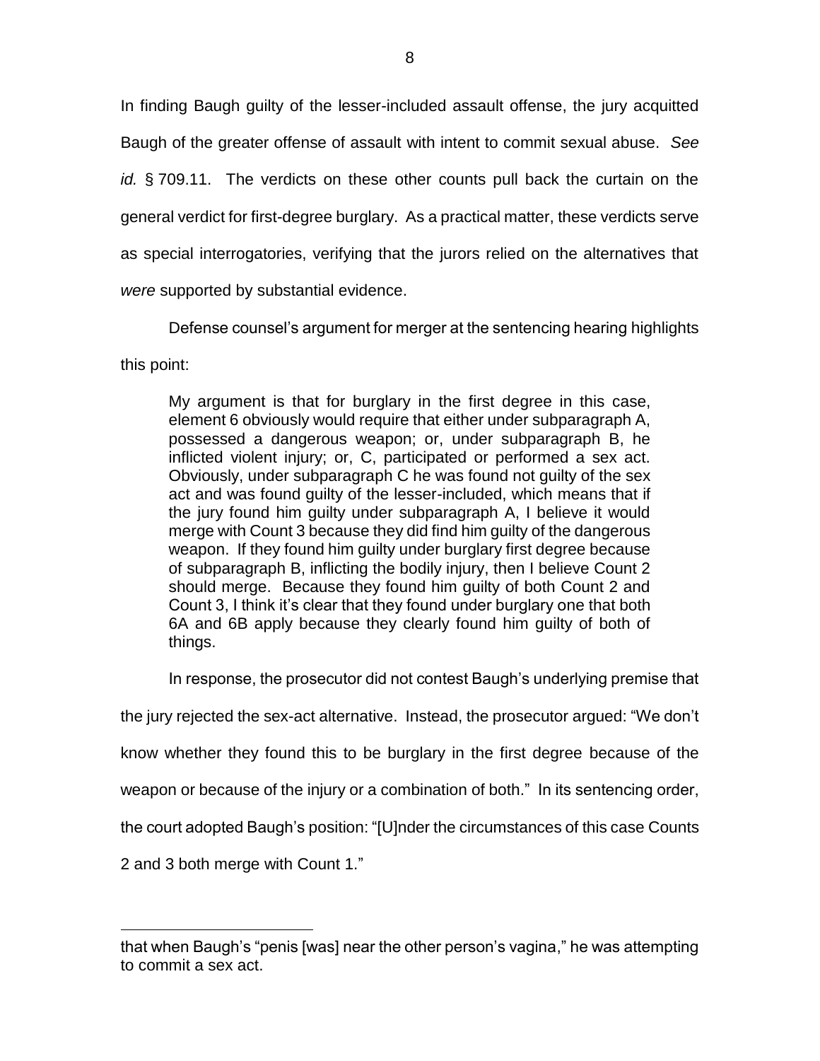In finding Baugh guilty of the lesser-included assault offense, the jury acquitted Baugh of the greater offense of assault with intent to commit sexual abuse. *See id.* § 709.11. The verdicts on these other counts pull back the curtain on the general verdict for first-degree burglary. As a practical matter, these verdicts serve as special interrogatories, verifying that the jurors relied on the alternatives that *were* supported by substantial evidence.

Defense counsel's argument for merger at the sentencing hearing highlights this point:

> My argument is that for burglary in the first degree in this case, element 6 obviously would require that either under subparagraph A, possessed a dangerous weapon; or, under subparagraph B, he inflicted violent injury; or, C, participated or performed a sex act. Obviously, under subparagraph C he was found not guilty of the sex act and was found guilty of the lesser-included, which means that if the jury found him guilty under subparagraph A, I believe it would merge with Count 3 because they did find him guilty of the dangerous weapon. If they found him guilty under burglary first degree because of subparagraph B, inflicting the bodily injury, then I believe Count 2 should merge. Because they found him guilty of both Count 2 and Count 3, I think it's clear that they found under burglary one that both 6A and 6B apply because they clearly found him guilty of both of things.

In response, the prosecutor did not contest Baugh's underlying premise that the jury rejected the sex-act alternative. Instead, the prosecutor argued: "We don't know whether they found this to be burglary in the first degree because of the weapon or because of the injury or a combination of both." In its sentencing order, the court adopted Baugh's position: "[U]nder the circumstances of this case Counts 2 and 3 both merge with Count 1."

---

that when Baugh's "penis [was] near the other person's vagina," he was attempting to commit a sex act.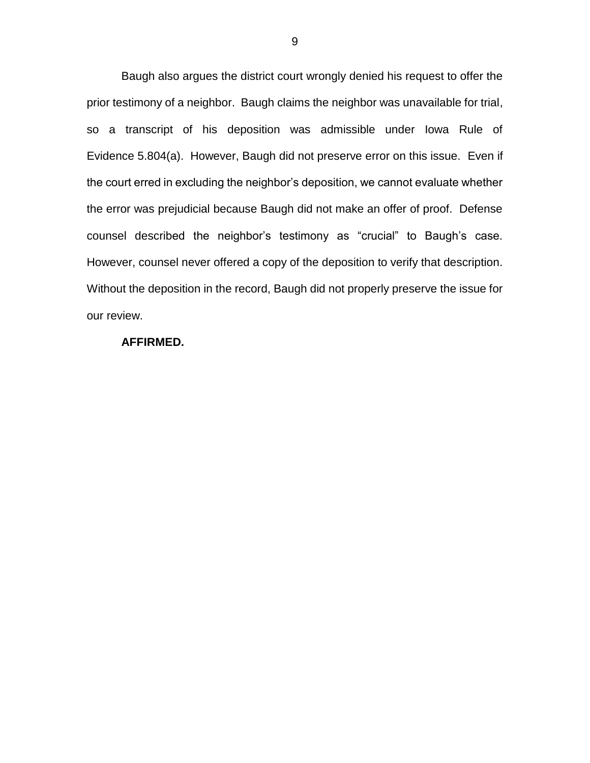Baugh also argues the district court wrongly denied his request to offer the prior testimony of a neighbor. Baugh claims the neighbor was unavailable for trial, so a transcript of his deposition was admissible under Iowa Rule of Evidence 5.804(a). However, Baugh did not preserve error on this issue. Even if the court erred in excluding the neighbor's deposition, we cannot evaluate whether the error was prejudicial because Baugh did not make an offer of proof. Defense counsel described the neighbor's testimony as "crucial" to Baugh's case. However, counsel never offered a copy of the deposition to verify that description. Without the deposition in the record, Baugh did not properly preserve the issue for our review.

**AFFIRMED.**